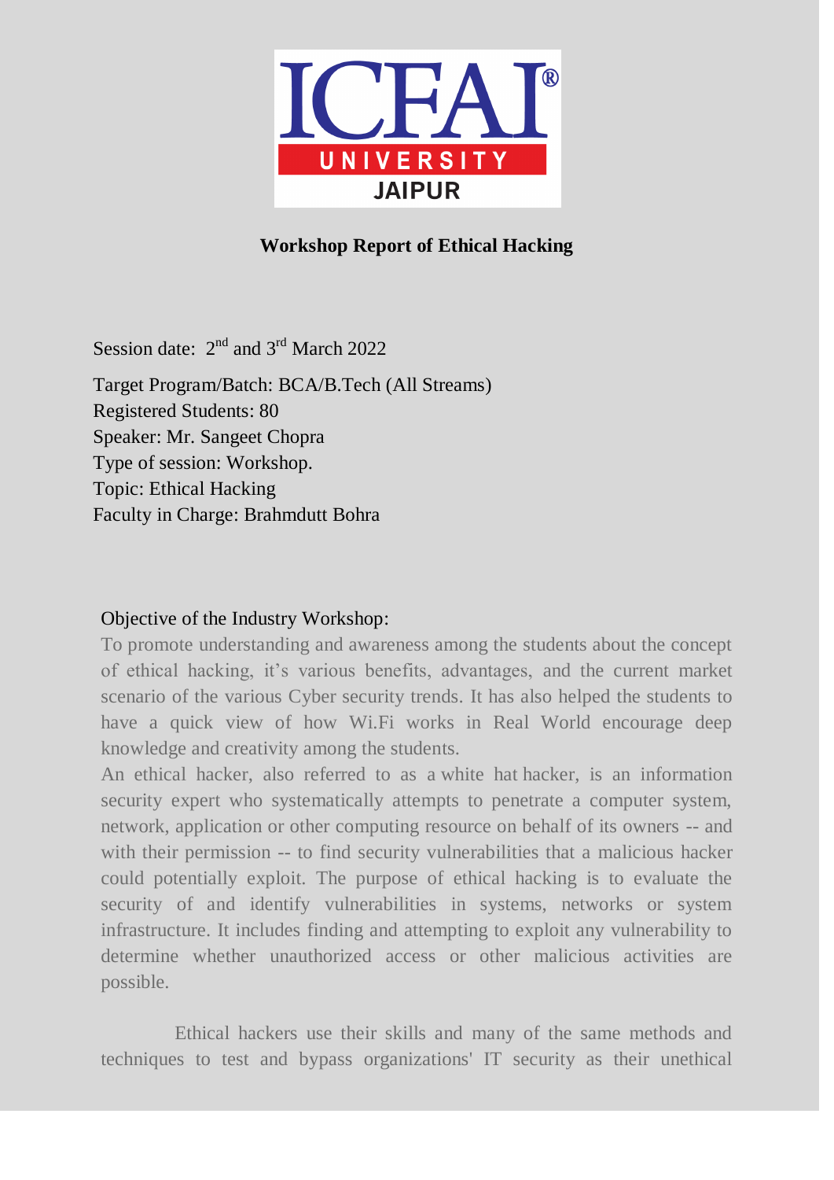ICFAI UNIVERSITY JAIPUR

**Workshop Report of Ethical Hacking**

Session date: 2nd and 3rd March 2022

Target Program/Batch: BCA/B.Tech (All Streams)
Registered Students: 80
Speaker: Mr. Sangeet Chopra
Type of session: Workshop.
Topic: Ethical Hacking
Faculty in Charge: Brahmdutt Bohra

Objective of the Industry Workshop:

To promote understanding and awareness among the students about the concept of ethical hacking, it's various benefits, advantages, and the current market scenario of the various Cyber security trends. It has also helped the students to have a quick view of how Wi.Fi works in Real World encourage deep knowledge and creativity among the students.

An ethical hacker, also referred to as a white hat hacker, is an information security expert who systematically attempts to penetrate a computer system, network, application or other computing resource on behalf of its owners -- and with their permission -- to find security vulnerabilities that a malicious hacker could potentially exploit. The purpose of ethical hacking is to evaluate the security of and identify vulnerabilities in systems, networks or system infrastructure. It includes finding and attempting to exploit any vulnerability to determine whether unauthorized access or other malicious activities are possible.

Ethical hackers use their skills and many of the same methods and techniques to test and bypass organizations' IT security as their unethical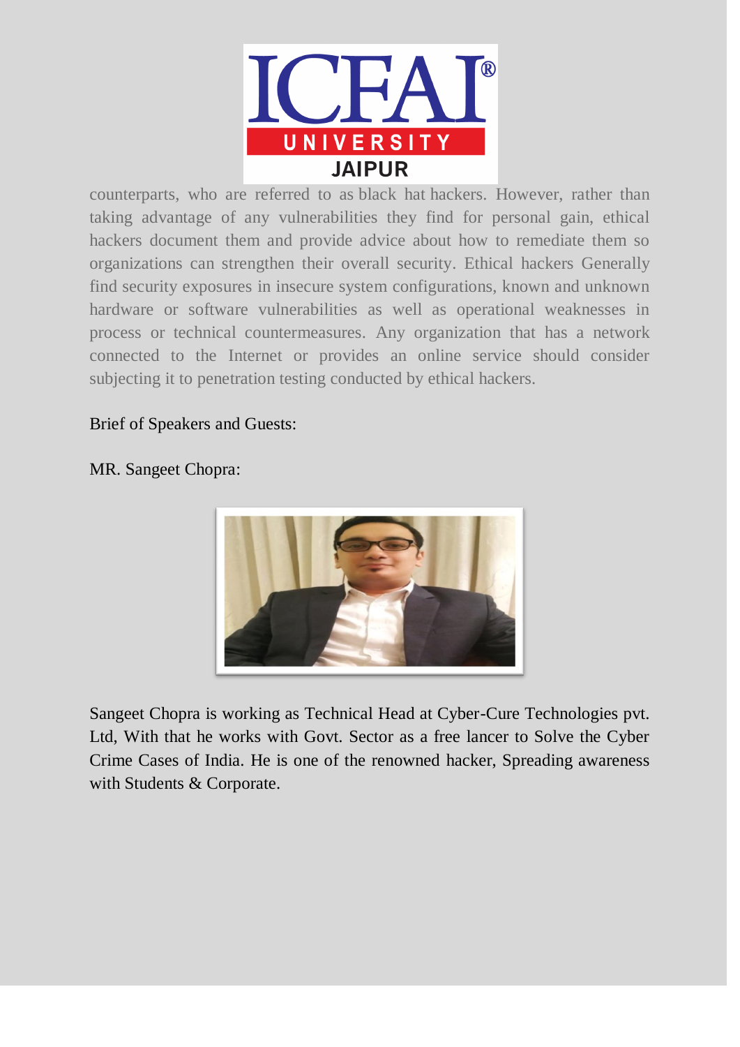counterparts, who are referred to as black hat hackers. However, rather than taking advantage of any vulnerabilities they find for personal gain, ethical hackers document them and provide advice about how to remediate them so organizations can strengthen their overall security. Ethical hackers Generally find security exposures in insecure system configurations, known and unknown hardware or software vulnerabilities as well as operational weaknesses in process or technical countermeasures. Any organization that has a network connected to the Internet or provides an online service should consider subjecting it to penetration testing conducted by ethical hackers.

Brief of Speakers and Guests:

MR. Sangeet Chopra:

Sangeet Chopra is working as Technical Head at Cyber-Cure Technologies pvt. Ltd, With that he works with Govt. Sector as a free lancer to Solve the Cyber Crime Cases of India. He is one of the renowned hacker, Spreading awareness with Students & Corporate.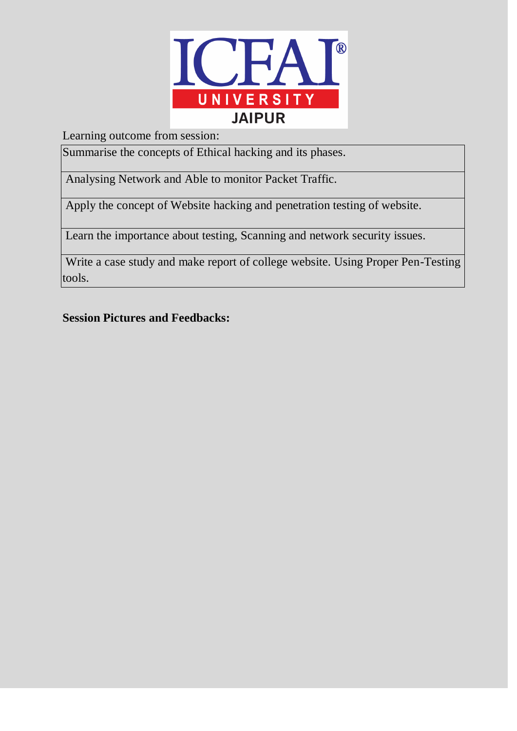ICFAI UNIVERSITY JAIPUR

Learning outcome from session:

| |
|---|
| Summarise the concepts of Ethical hacking and its phases. |
| Analysing Network and Able to monitor Packet Traffic. |
| Apply the concept of Website hacking and penetration testing of website. |
| Learn the importance about testing, Scanning and network security issues. |
| Write a case study and make report of college website. Using Proper Pen-Testing tools. |

**Session Pictures and Feedbacks:**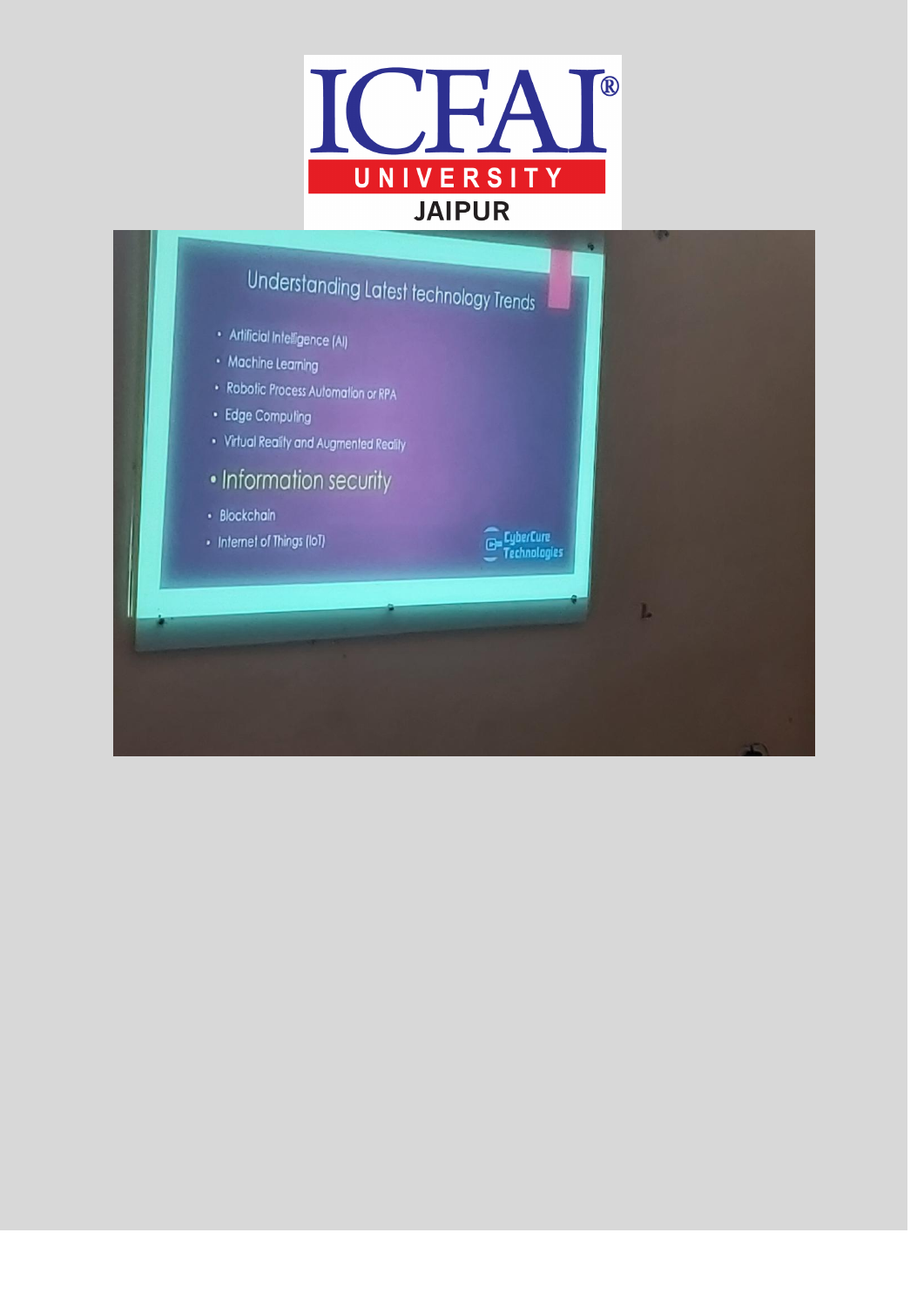## Understanding Latest technology Trends

- Artificial Intelligence (AI)
- Machine Learning
- Robotic Process Automation or RPA
- Edge Computing
- Virtual Reality and Augmented Reality
- Information security
- Blockchain
- Internet of Things (IoT)

CyberCure Technologies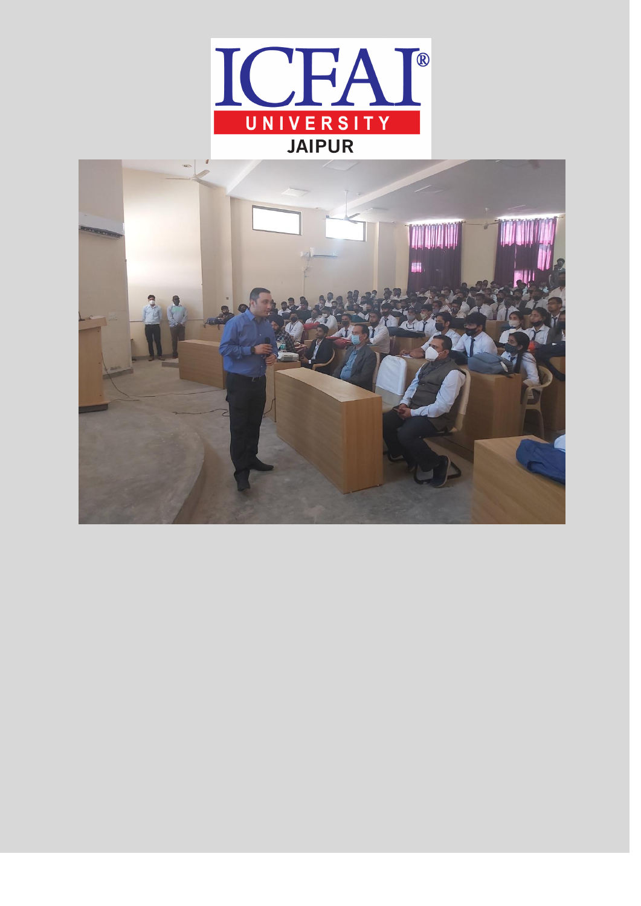ICFAI®

UNIVERSITY

JAIPUR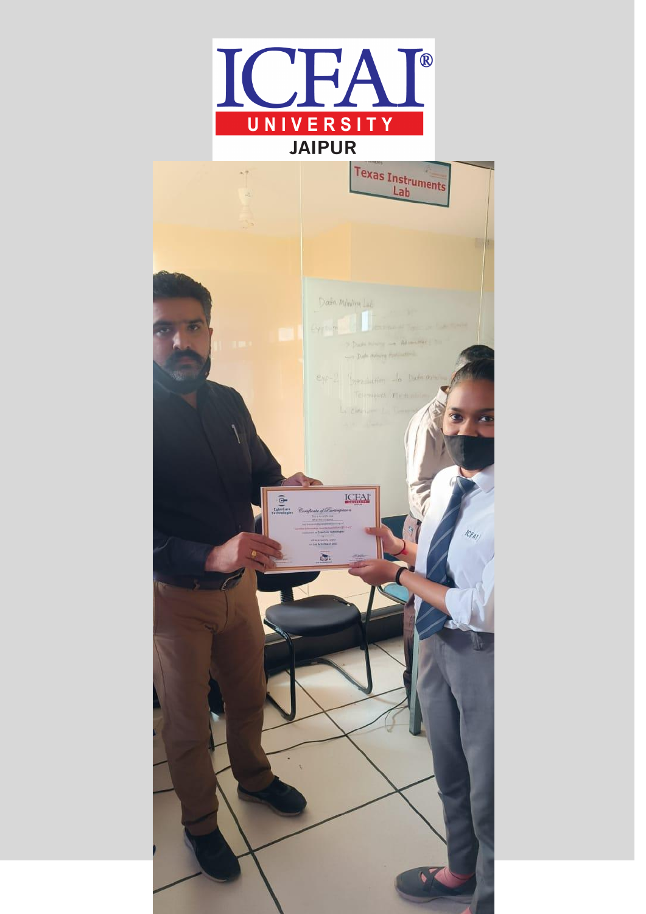# ICFAI® UNIVERSITY JAIPUR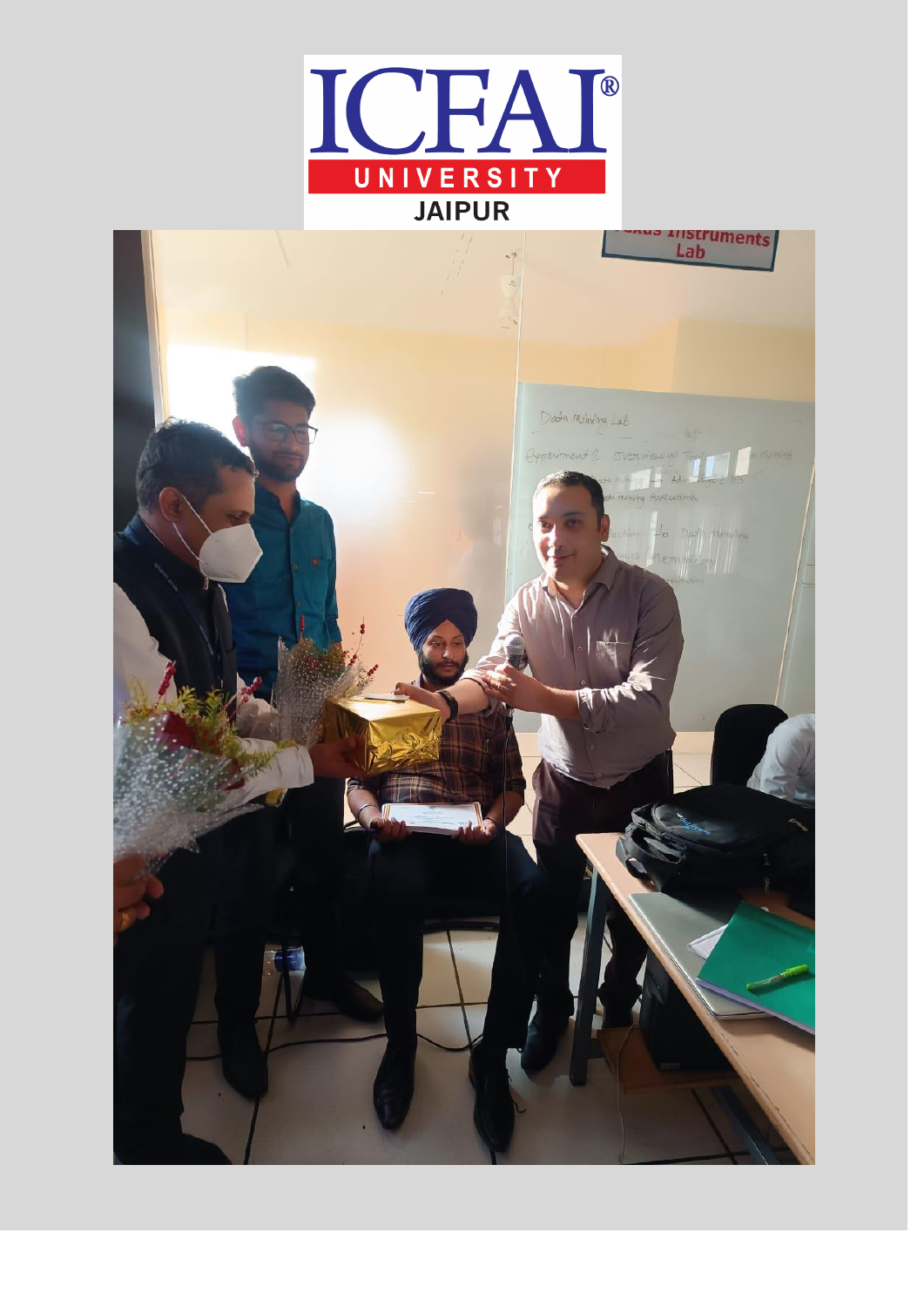ICFAI® UNIVERSITY

JAIPUR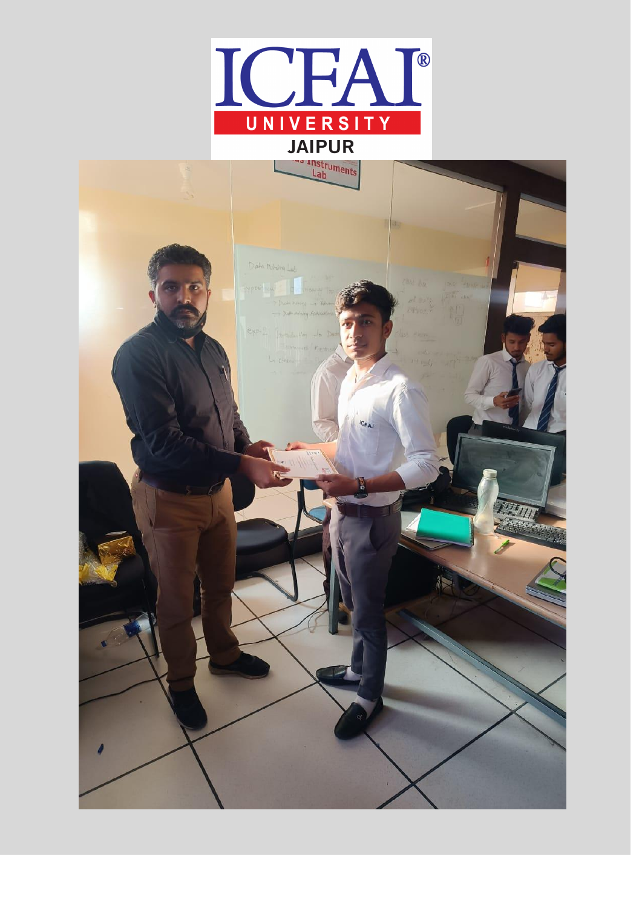ICFAI®

UNIVERSITY

JAIPUR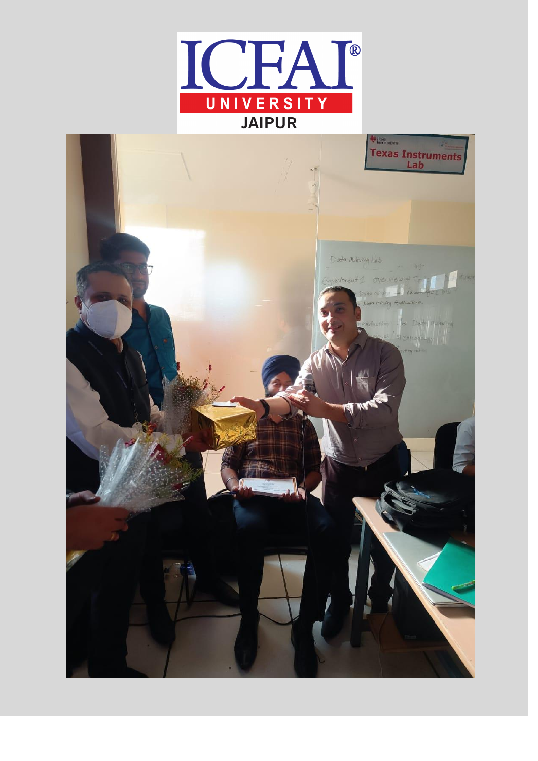ICFAI®

UNIVERSITY

JAIPUR